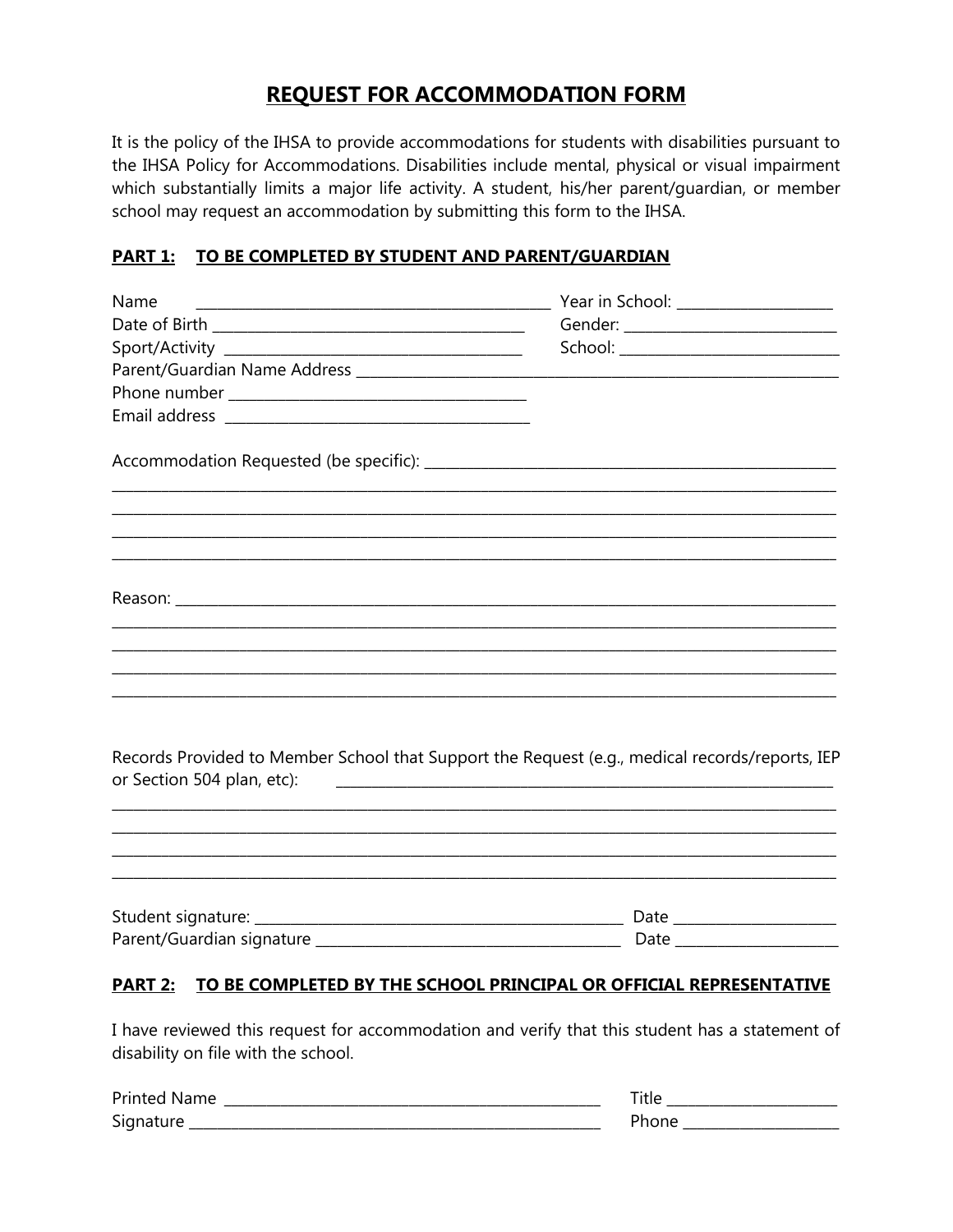# REQUEST FOR ACCOMMODATION FORM

It is the policy of the IHSA to provide accommodations for students with disabilities pursuant to the IHSA Policy for Accommodations. Disabilities include mental, physical or visual impairment which substantially limits a major life activity. A student, his/her parent/guardian, or member school may request an accommodation by submitting this form to the IHSA.

## PART 1: TO BE COMPLETED BY STUDENT AND PARENT/GUARDIAN

Name ____________________________________________ Year in School: ____________________

Date of Birth ______________________________________ Gender: ___________________________

Sport/Activity ______________________________________ School: ____________________________

Parent/Guardian Name Address ____________________________________________________________

Phone number ______________________________________

Email address ______________________________________

Accommodation Requested (be specific): ____________________________________________________

______________________________________________________________________________________

______________________________________________________________________________________

______________________________________________________________________________________

______________________________________________________________________________________

Reason: ______________________________________________________________________________

______________________________________________________________________________________

______________________________________________________________________________________

______________________________________________________________________________________

______________________________________________________________________________________

Records Provided to Member School that Support the Request (e.g., medical records/reports, IEP or Section 504 plan, etc): ____________________________________________________________

______________________________________________________________________________________

______________________________________________________________________________________

______________________________________________________________________________________

______________________________________________________________________________________

Student signature: ______________________________________________ Date ____________________

Parent/Guardian signature ________________________________________ Date ____________________

## PART 2: TO BE COMPLETED BY THE SCHOOL PRINCIPAL OR OFFICIAL REPRESENTATIVE

I have reviewed this request for accommodation and verify that this student has a statement of disability on file with the school.

Printed Name ______________________________________________ Title ______________________

Signature _________________________________________________ Phone _____________________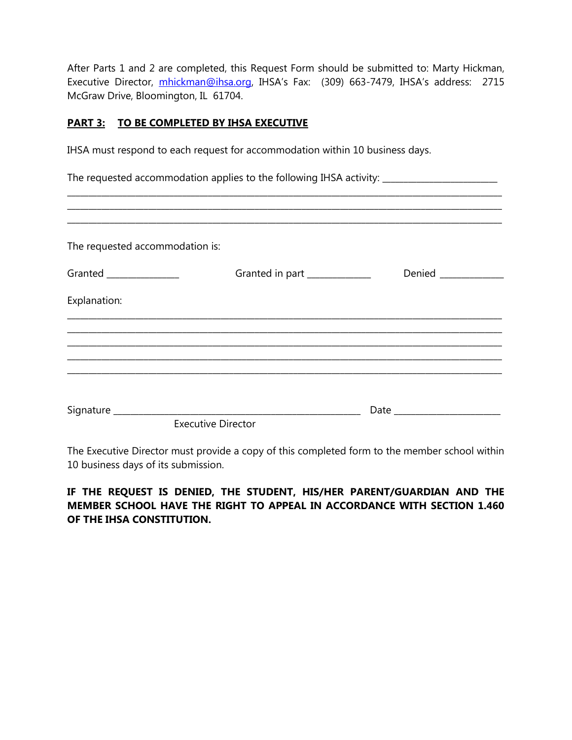After Parts 1 and 2 are completed, this Request Form should be submitted to: Marty Hickman, Executive Director, mhickman@ihsa.org, IHSA's Fax: (309) 663-7479, IHSA's address: 2715 McGraw Drive, Bloomington, IL 61704.

**PART 3: TO BE COMPLETED BY IHSA EXECUTIVE**

IHSA must respond to each request for accommodation within 10 business days.

The requested accommodation applies to the following IHSA activity: ________________________
______________________________________________________________________________________
______________________________________________________________________________________
______________________________________________________________________________________

The requested accommodation is:

Granted _______________ Granted in part _____________ Denied _____________

Explanation:

______________________________________________________________________________________
______________________________________________________________________________________
______________________________________________________________________________________
______________________________________________________________________________________
______________________________________________________________________________________

Signature ______________________________________________ Date ______________________
Executive Director

The Executive Director must provide a copy of this completed form to the member school within 10 business days of its submission.

**IF THE REQUEST IS DENIED, THE STUDENT, HIS/HER PARENT/GUARDIAN AND THE MEMBER SCHOOL HAVE THE RIGHT TO APPEAL IN ACCORDANCE WITH SECTION 1.460 OF THE IHSA CONSTITUTION.**